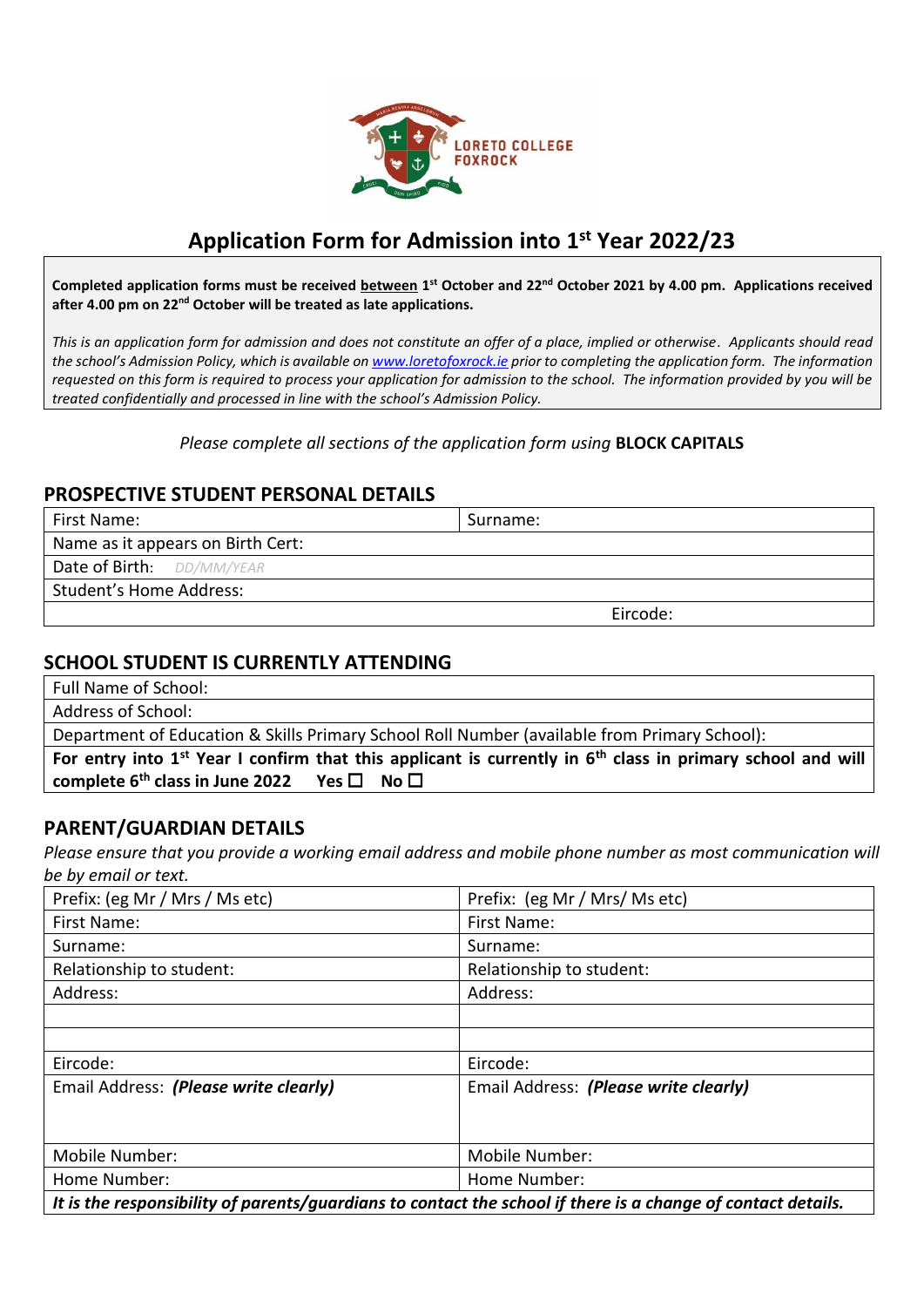LORETO COLLEGE FOXROCK

# Application Form for Admission into 1st Year 2022/23

**Completed application forms must be received between 1st October and 22nd October 2021 by 4.00 pm. Applications received after 4.00 pm on 22nd October will be treated as late applications.**

*This is an application form for admission and does not constitute an offer of a place, implied or otherwise. Applicants should read the school's Admission Policy, which is available on www.loretofoxrock.ie prior to completing the application form. The information requested on this form is required to process your application for admission to the school. The information provided by you will be treated confidentially and processed in line with the school's Admission Policy.*

*Please complete all sections of the application form using* **BLOCK CAPITALS**

## PROSPECTIVE STUDENT PERSONAL DETAILS

| First Name: | Surname: |
|---|---|
| Name as it appears on Birth Cert: | |
| Date of Birth: DD/MM/YEAR | |
| Student's Home Address: | |
| | Eircode: |

## SCHOOL STUDENT IS CURRENTLY ATTENDING

| Full Name of School: |
|---|
| Address of School: |
| Department of Education & Skills Primary School Roll Number (available from Primary School): |
| **For entry into 1st Year I confirm that this applicant is currently in 6th class in primary school and will complete 6th class in June 2022 Yes ☐ No ☐** |

## PARENT/GUARDIAN DETAILS

*Please ensure that you provide a working email address and mobile phone number as most communication will be by email or text.*

| Prefix: (eg Mr / Mrs / Ms etc) | Prefix: (eg Mr / Mrs/ Ms etc) |
|---|---|
| First Name: | First Name: |
| Surname: | Surname: |
| Relationship to student: | Relationship to student: |
| Address: | Address: |
| | |
| | |
| Eircode: | Eircode: |
| Email Address: ***(Please write clearly)*** | Email Address: ***(Please write clearly)*** |
| Mobile Number: | Mobile Number: |
| Home Number: | Home Number: |
| ***It is the responsibility of parents/guardians to contact the school if there is a change of contact details.*** | |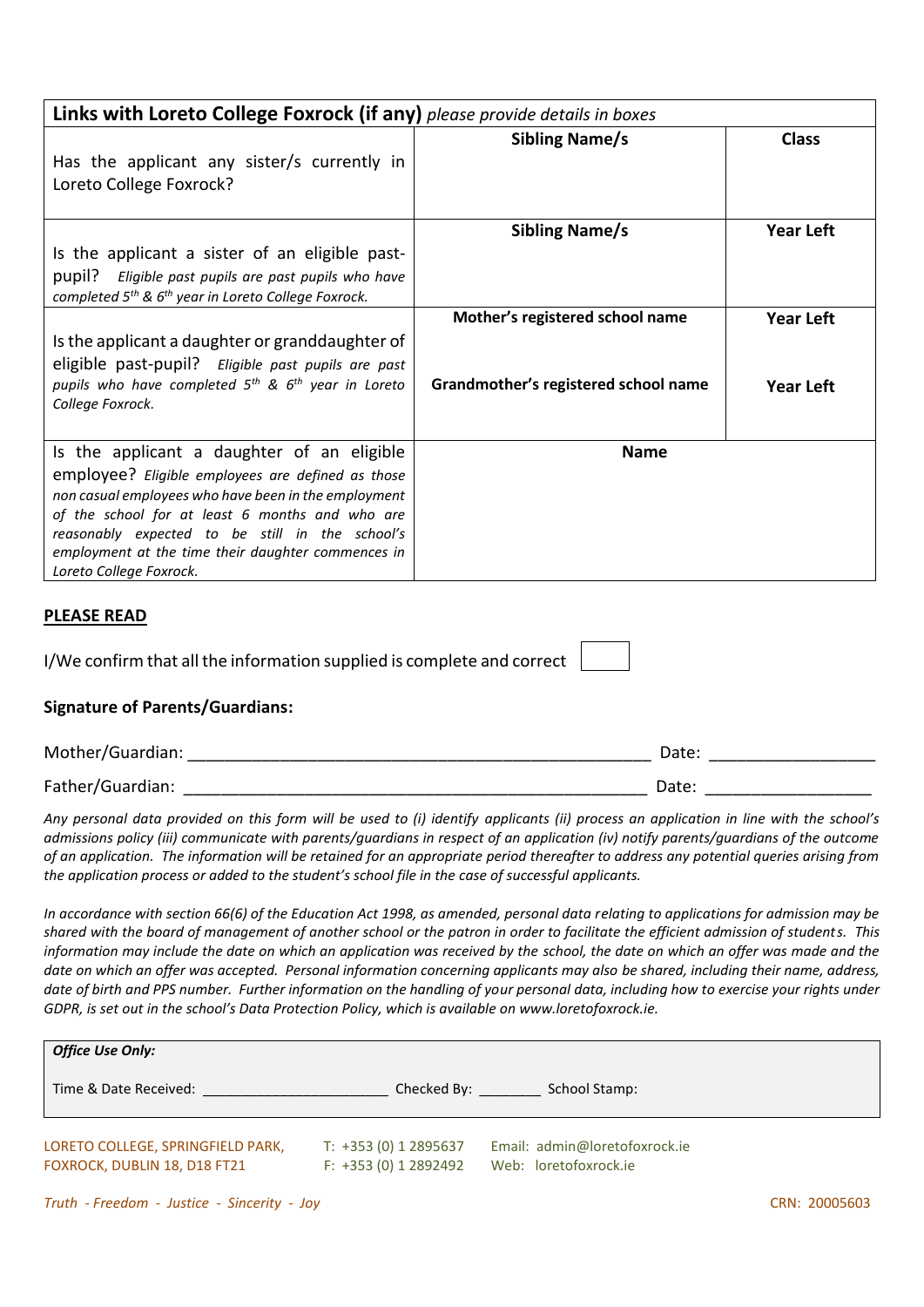| **Links with Loreto College Foxrock (if any)** *please provide details in boxes* | | |
|---|---|---|
| Has the applicant any sister/s currently in Loreto College Foxrock? | **Sibling Name/s** | **Class** |
| Is the applicant a sister of an eligible past-pupil? *Eligible past pupils are past pupils who have completed 5th & 6th year in Loreto College Foxrock.* | **Sibling Name/s** | **Year Left** |
| Is the applicant a daughter or granddaughter of eligible past-pupil? *Eligible past pupils are past pupils who have completed 5th & 6th year in Loreto College Foxrock.* | **Mother's registered school name**<br><br>**Grandmother's registered school name** | **Year Left**<br><br>**Year Left** |
| Is the applicant a daughter of an eligible employee? *Eligible employees are defined as those non casual employees who have been in the employment of the school for at least 6 months and who are reasonably expected to be still in the school's employment at the time their daughter commences in Loreto College Foxrock.* | **Name** | |

**PLEASE READ**

I/We confirm that all the information supplied is complete and correct ☐

**Signature of Parents/Guardians:**

Mother/Guardian: ____________________________________________ Date: _______________

Father/Guardian: ____________________________________________ Date: _______________

*Any personal data provided on this form will be used to (i) identify applicants (ii) process an application in line with the school's admissions policy (iii) communicate with parents/guardians in respect of an application (iv) notify parents/guardians of the outcome of an application. The information will be retained for an appropriate period thereafter to address any potential queries arising from the application process or added to the student's school file in the case of successful applicants.*

*In accordance with section 66(6) of the Education Act 1998, as amended, personal data relating to applications for admission may be shared with the board of management of another school or the patron in order to facilitate the efficient admission of students. This information may include the date on which an application was received by the school, the date on which an offer was made and the date on which an offer was accepted. Personal information concerning applicants may also be shared, including their name, address, date of birth and PPS number. Further information on the handling of your personal data, including how to exercise your rights under GDPR, is set out in the school's Data Protection Policy, which is available on www.loretofoxrock.ie.*

| ***Office Use Only:*** |
|---|
| Time & Date Received: ____________________ Checked By: ________ School Stamp: |

LORETO COLLEGE, SPRINGFIELD PARK, FOXROCK, DUBLIN 18, D18 FT21
T: +353 (0) 1 2895637
F: +353 (0) 1 2892492
Email: admin@loretofoxrock.ie
Web: loretofoxrock.ie

*Truth - Freedom - Justice - Sincerity - Joy*

CRN: 20005603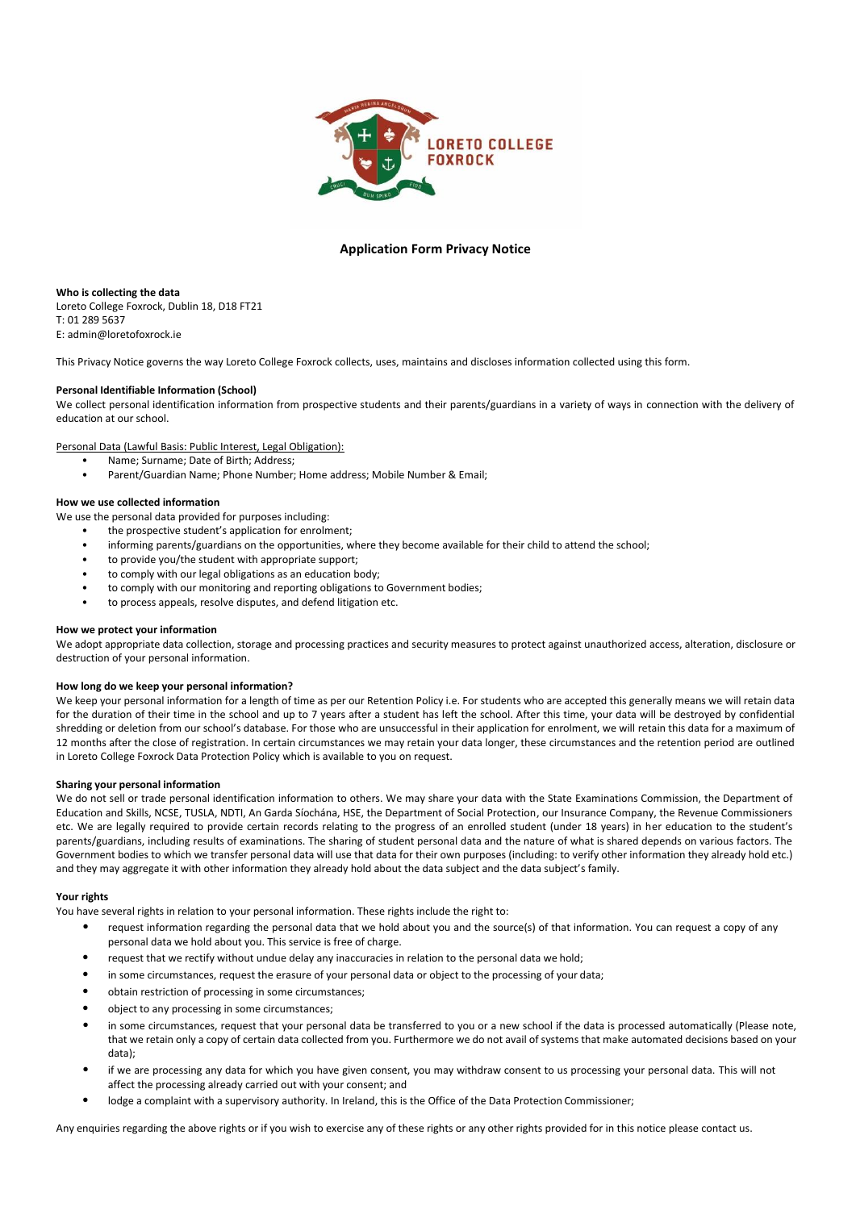# Application Form Privacy Notice

**Who is collecting the data**
Loreto College Foxrock, Dublin 18, D18 FT21
T: 01 289 5637
E: admin@loretofoxrock.ie

This Privacy Notice governs the way Loreto College Foxrock collects, uses, maintains and discloses information collected using this form.

**Personal Identifiable Information (School)**
We collect personal identification information from prospective students and their parents/guardians in a variety of ways in connection with the delivery of education at our school.

Personal Data (Lawful Basis: Public Interest, Legal Obligation):

- Name; Surname; Date of Birth; Address;
- Parent/Guardian Name; Phone Number; Home address; Mobile Number & Email;

**How we use collected information**
We use the personal data provided for purposes including:

- the prospective student's application for enrolment;
- informing parents/guardians on the opportunities, where they become available for their child to attend the school;
- to provide you/the student with appropriate support;
- to comply with our legal obligations as an education body;
- to comply with our monitoring and reporting obligations to Government bodies;
- to process appeals, resolve disputes, and defend litigation etc.

**How we protect your information**
We adopt appropriate data collection, storage and processing practices and security measures to protect against unauthorized access, alteration, disclosure or destruction of your personal information.

**How long do we keep your personal information?**
We keep your personal information for a length of time as per our Retention Policy i.e. For students who are accepted this generally means we will retain data for the duration of their time in the school and up to 7 years after a student has left the school. After this time, your data will be destroyed by confidential shredding or deletion from our school's database. For those who are unsuccessful in their application for enrolment, we will retain this data for a maximum of 12 months after the close of registration. In certain circumstances we may retain your data longer, these circumstances and the retention period are outlined in Loreto College Foxrock Data Protection Policy which is available to you on request.

**Sharing your personal information**
We do not sell or trade personal identification information to others. We may share your data with the State Examinations Commission, the Department of Education and Skills, NCSE, TUSLA, NDTI, An Garda Síochána, HSE, the Department of Social Protection, our Insurance Company, the Revenue Commissioners etc. We are legally required to provide certain records relating to the progress of an enrolled student (under 18 years) in her education to the student's parents/guardians, including results of examinations. The sharing of student personal data and the nature of what is shared depends on various factors. The Government bodies to which we transfer personal data will use that data for their own purposes (including: to verify other information they already hold etc.) and they may aggregate it with other information they already hold about the data subject and the data subject's family.

**Your rights**
You have several rights in relation to your personal information. These rights include the right to:

- request information regarding the personal data that we hold about you and the source(s) of that information. You can request a copy of any personal data we hold about you. This service is free of charge.
- request that we rectify without undue delay any inaccuracies in relation to the personal data we hold;
- in some circumstances, request the erasure of your personal data or object to the processing of your data;
- obtain restriction of processing in some circumstances;
- object to any processing in some circumstances;
- in some circumstances, request that your personal data be transferred to you or a new school if the data is processed automatically (Please note, that we retain only a copy of certain data collected from you. Furthermore we do not avail of systems that make automated decisions based on your data);
- if we are processing any data for which you have given consent, you may withdraw consent to us processing your personal data. This will not affect the processing already carried out with your consent; and
- lodge a complaint with a supervisory authority. In Ireland, this is the Office of the Data Protection Commissioner;

Any enquiries regarding the above rights or if you wish to exercise any of these rights or any other rights provided for in this notice please contact us.